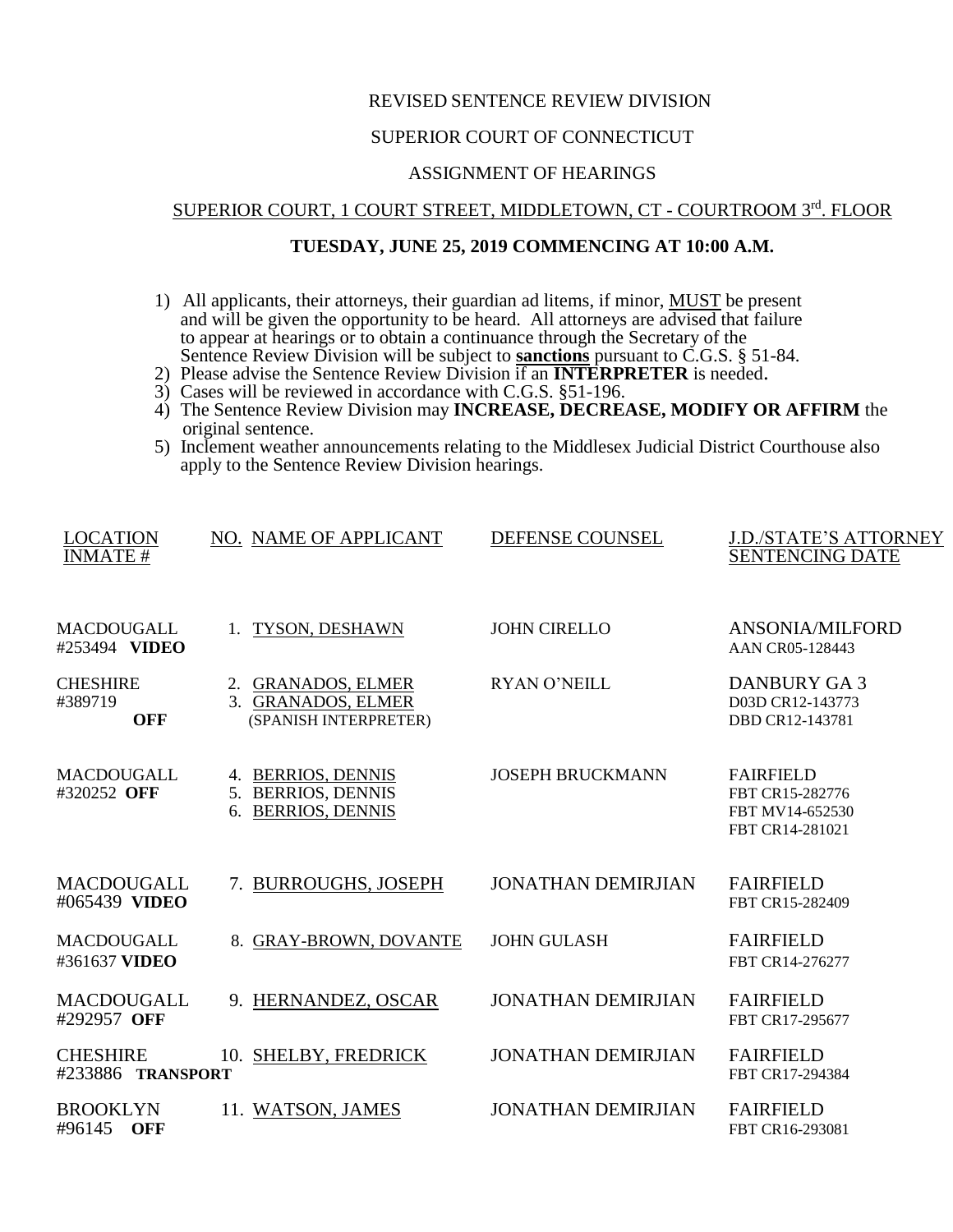REVISED SENTENCE REVIEW DIVISION

SUPERIOR COURT OF CONNECTICUT

ASSIGNMENT OF HEARINGS

SUPERIOR COURT, 1 COURT STREET, MIDDLETOWN, CT - COURTROOM 3rd. FLOOR

**TUESDAY, JUNE 25, 2019 COMMENCING AT 10:00 A.M.**

1) All applicants, their attorneys, their guardian ad litems, if minor, MUST be present and will be given the opportunity to be heard. All attorneys are advised that failure to appear at hearings or to obtain a continuance through the Secretary of the Sentence Review Division will be subject to **sanctions** pursuant to C.G.S. § 51-84.
2) Please advise the Sentence Review Division if an **INTERPRETER** is needed.
3) Cases will be reviewed in accordance with C.G.S. §51-196.
4) The Sentence Review Division may **INCREASE, DECREASE, MODIFY OR AFFIRM** the original sentence.
5) Inclement weather announcements relating to the Middlesex Judicial District Courthouse also apply to the Sentence Review Division hearings.

| LOCATION<br>INMATE # | NO. NAME OF APPLICANT | DEFENSE COUNSEL | J.D./STATE'S ATTORNEY<br>SENTENCING DATE |
|---|---|---|---|
| MACDOUGALL<br>#253494 **VIDEO** | 1. TYSON, DESHAWN | JOHN CIRELLO | ANSONIA/MILFORD<br>AAN CR05-128443 |
| CHESHIRE<br>#389719<br>**OFF** | 2. GRANADOS, ELMER<br>3. GRANADOS, ELMER<br>(SPANISH INTERPRETER) | RYAN O'NEILL | DANBURY GA 3<br>D03D CR12-143773<br>DBD CR12-143781 |
| MACDOUGALL<br>#320252 **OFF** | 4. BERRIOS, DENNIS<br>5. BERRIOS, DENNIS<br>6. BERRIOS, DENNIS | JOSEPH BRUCKMANN | FAIRFIELD<br>FBT CR15-282776<br>FBT MV14-652530<br>FBT CR14-281021 |
| MACDOUGALL<br>#065439 **VIDEO** | 7. BURROUGHS, JOSEPH | JONATHAN DEMIRJIAN | FAIRFIELD<br>FBT CR15-282409 |
| MACDOUGALL<br>#361637 **VIDEO** | 8. GRAY-BROWN, DOVANTE | JOHN GULASH | FAIRFIELD<br>FBT CR14-276277 |
| MACDOUGALL<br>#292957 **OFF** | 9. HERNANDEZ, OSCAR | JONATHAN DEMIRJIAN | FAIRFIELD<br>FBT CR17-295677 |
| CHESHIRE<br>#233886 **TRANSPORT** | 10. SHELBY, FREDRICK | JONATHAN DEMIRJIAN | FAIRFIELD<br>FBT CR17-294384 |
| BROOKLYN<br>#96145 **OFF** | 11. WATSON, JAMES | JONATHAN DEMIRJIAN | FAIRFIELD<br>FBT CR16-293081 |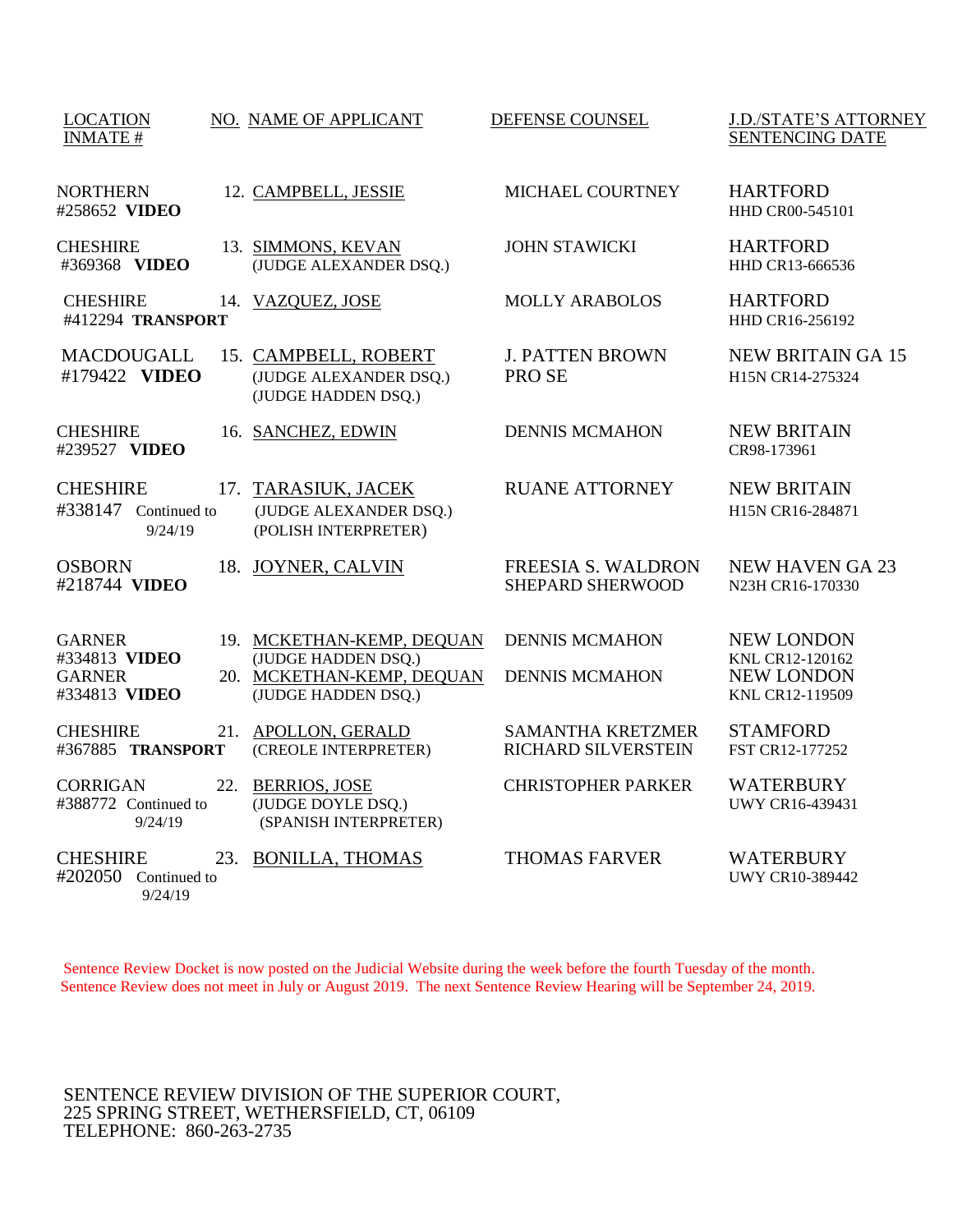| LOCATION<br>INMATE # | NO. | NAME OF APPLICANT | DEFENSE COUNSEL | J.D./STATE'S ATTORNEY<br>SENTENCING DATE |
|---|---|---|---|---|
| NORTHERN<br>#258652 **VIDEO** | 12. | CAMPBELL, JESSIE | MICHAEL COURTNEY | HARTFORD<br>HHD CR00-545101 |
| CHESHIRE<br>#369368 **VIDEO** | 13. | SIMMONS, KEVAN<br>(JUDGE ALEXANDER DSQ.) | JOHN STAWICKI | HARTFORD<br>HHD CR13-666536 |
| CHESHIRE<br>#412294 **TRANSPORT** | 14. | VAZQUEZ, JOSE | MOLLY ARABOLOS | HARTFORD<br>HHD CR16-256192 |
| MACDOUGALL<br>#179422 **VIDEO** | 15. | CAMPBELL, ROBERT<br>(JUDGE ALEXANDER DSQ.)<br>(JUDGE HADDEN DSQ.) | J. PATTEN BROWN<br>PRO SE | NEW BRITAIN GA 15<br>H15N CR14-275324 |
| CHESHIRE<br>#239527 **VIDEO** | 16. | SANCHEZ, EDWIN | DENNIS MCMAHON | NEW BRITAIN<br>CR98-173961 |
| CHESHIRE<br>#338147 Continued to 9/24/19 | 17. | TARASIUK, JACEK<br>(JUDGE ALEXANDER DSQ.)<br>(POLISH INTERPRETER) | RUANE ATTORNEY | NEW BRITAIN<br>H15N CR16-284871 |
| OSBORN<br>#218744 **VIDEO** | 18. | JOYNER, CALVIN | FREESIA S. WALDRON<br>SHEPARD SHERWOOD | NEW HAVEN GA 23<br>N23H CR16-170330 |
| GARNER<br>#334813 **VIDEO** | 19. | MCKETHAN-KEMP, DEQUAN<br>(JUDGE HADDEN DSQ.) | DENNIS MCMAHON | NEW LONDON<br>KNL CR12-120162 |
| GARNER<br>#334813 **VIDEO** | 20. | MCKETHAN-KEMP, DEQUAN<br>(JUDGE HADDEN DSQ.) | DENNIS MCMAHON | NEW LONDON<br>KNL CR12-119509 |
| CHESHIRE<br>#367885 **TRANSPORT** | 21. | APOLLON, GERALD<br>(CREOLE INTERPRETER) | SAMANTHA KRETZMER<br>RICHARD SILVERSTEIN | STAMFORD<br>FST CR12-177252 |
| CORRIGAN<br>#388772 Continued to 9/24/19 | 22. | BERRIOS, JOSE<br>(JUDGE DOYLE DSQ.)<br>(SPANISH INTERPRETER) | CHRISTOPHER PARKER | WATERBURY<br>UWY CR16-439431 |
| CHESHIRE<br>#202050 Continued to 9/24/19 | 23. | BONILLA, THOMAS | THOMAS FARVER | WATERBURY<br>UWY CR10-389442 |

Sentence Review Docket is now posted on the Judicial Website during the week before the fourth Tuesday of the month.
Sentence Review does not meet in July or August 2019. The next Sentence Review Hearing will be September 24, 2019.

SENTENCE REVIEW DIVISION OF THE SUPERIOR COURT,
225 SPRING STREET, WETHERSFIELD, CT, 06109
TELEPHONE: 860-263-2735